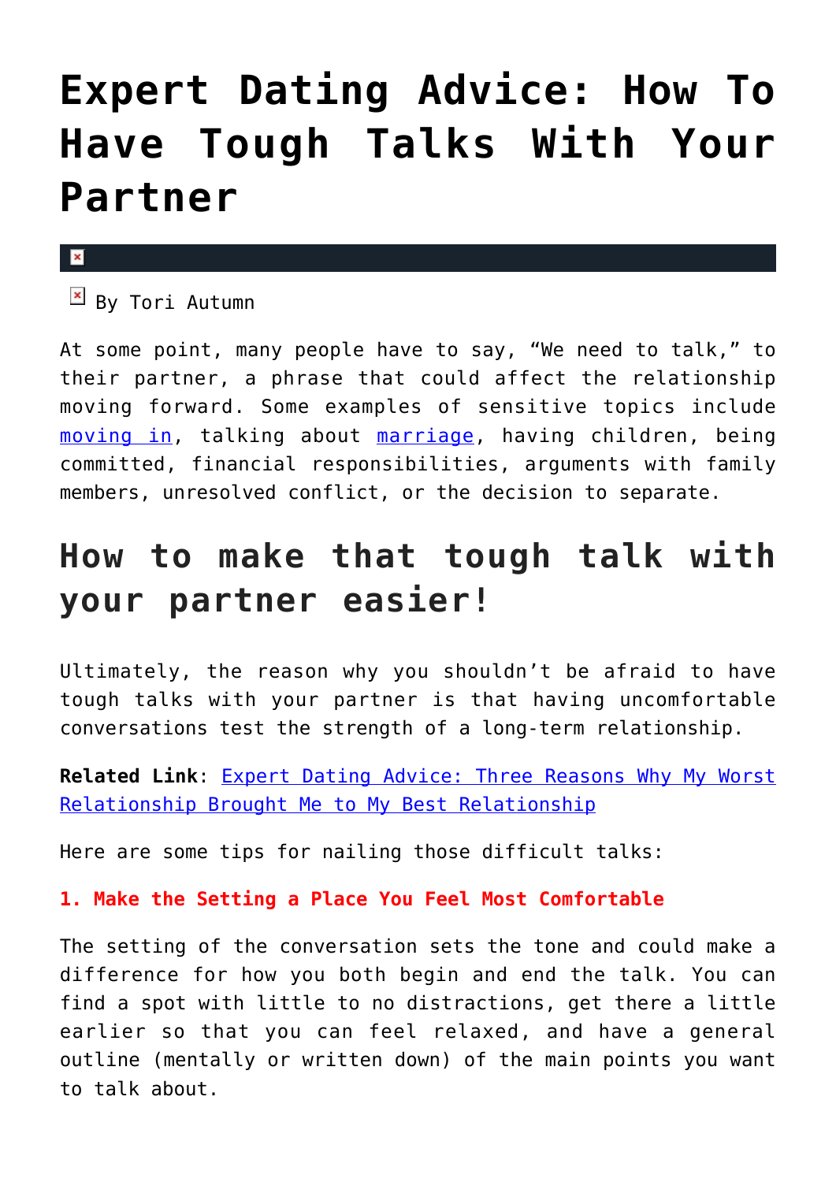# Expert Dating Advice: How To Have Tough Talks With Your Partner

By Tori Autumn

At some point, many people have to say, "We need to talk," to their partner, a phrase that could affect the relationship moving forward. Some examples of sensitive topics include moving in, talking about marriage, having children, being committed, financial responsibilities, arguments with family members, unresolved conflict, or the decision to separate.

## How to make that tough talk with your partner easier!

Ultimately, the reason why you shouldn't be afraid to have tough talks with your partner is that having uncomfortable conversations test the strength of a long-term relationship.

**Related Link**: Expert Dating Advice: Three Reasons Why My Worst Relationship Brought Me to My Best Relationship

Here are some tips for nailing those difficult talks:

**1. Make the Setting a Place You Feel Most Comfortable**

The setting of the conversation sets the tone and could make a difference for how you both begin and end the talk. You can find a spot with little to no distractions, get there a little earlier so that you can feel relaxed, and have a general outline (mentally or written down) of the main points you want to talk about.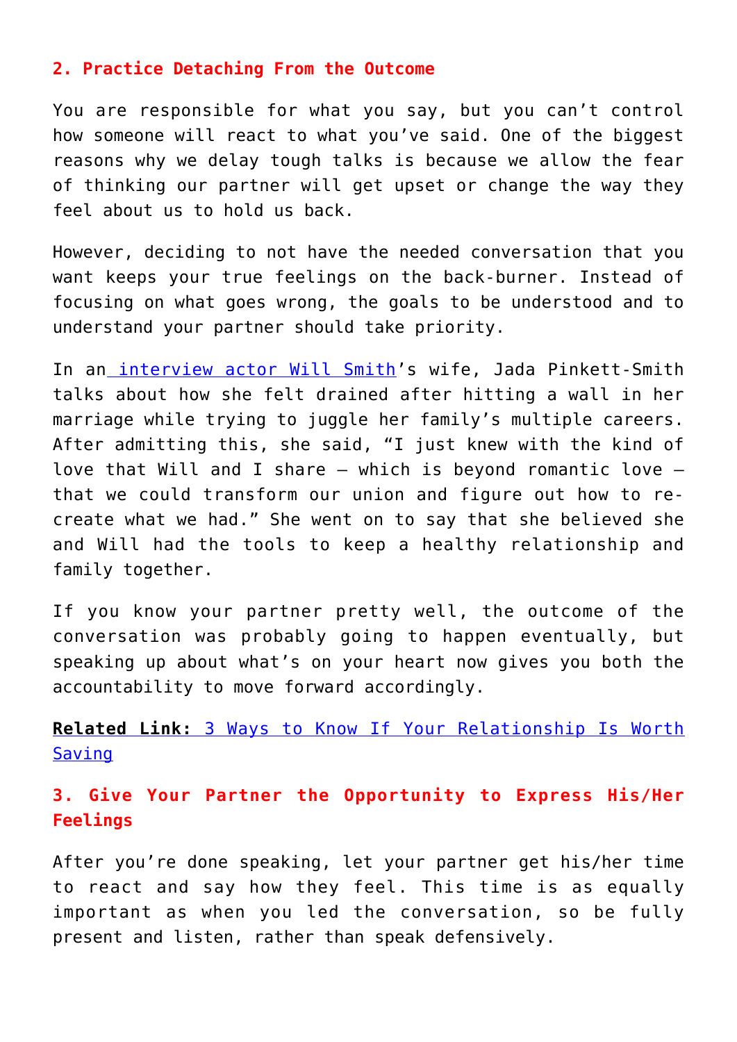### 2. Practice Detaching From the Outcome

You are responsible for what you say, but you can't control how someone will react to what you've said. One of the biggest reasons why we delay tough talks is because we allow the fear of thinking our partner will get upset or change the way they feel about us to hold us back.

However, deciding to not have the needed conversation that you want keeps your true feelings on the back-burner. Instead of focusing on what goes wrong, the goals to be understood and to understand your partner should take priority.

In an interview actor Will Smith's wife, Jada Pinkett-Smith talks about how she felt drained after hitting a wall in her marriage while trying to juggle her family's multiple careers. After admitting this, she said, "I just knew with the kind of love that Will and I share – which is beyond romantic love – that we could transform our union and figure out how to re-create what we had." She went on to say that she believed she and Will had the tools to keep a healthy relationship and family together.

If you know your partner pretty well, the outcome of the conversation was probably going to happen eventually, but speaking up about what's on your heart now gives you both the accountability to move forward accordingly.

**Related Link:** 3 Ways to Know If Your Relationship Is Worth Saving

### 3. Give Your Partner the Opportunity to Express His/Her Feelings

After you're done speaking, let your partner get his/her time to react and say how they feel. This time is as equally important as when you led the conversation, so be fully present and listen, rather than speak defensively.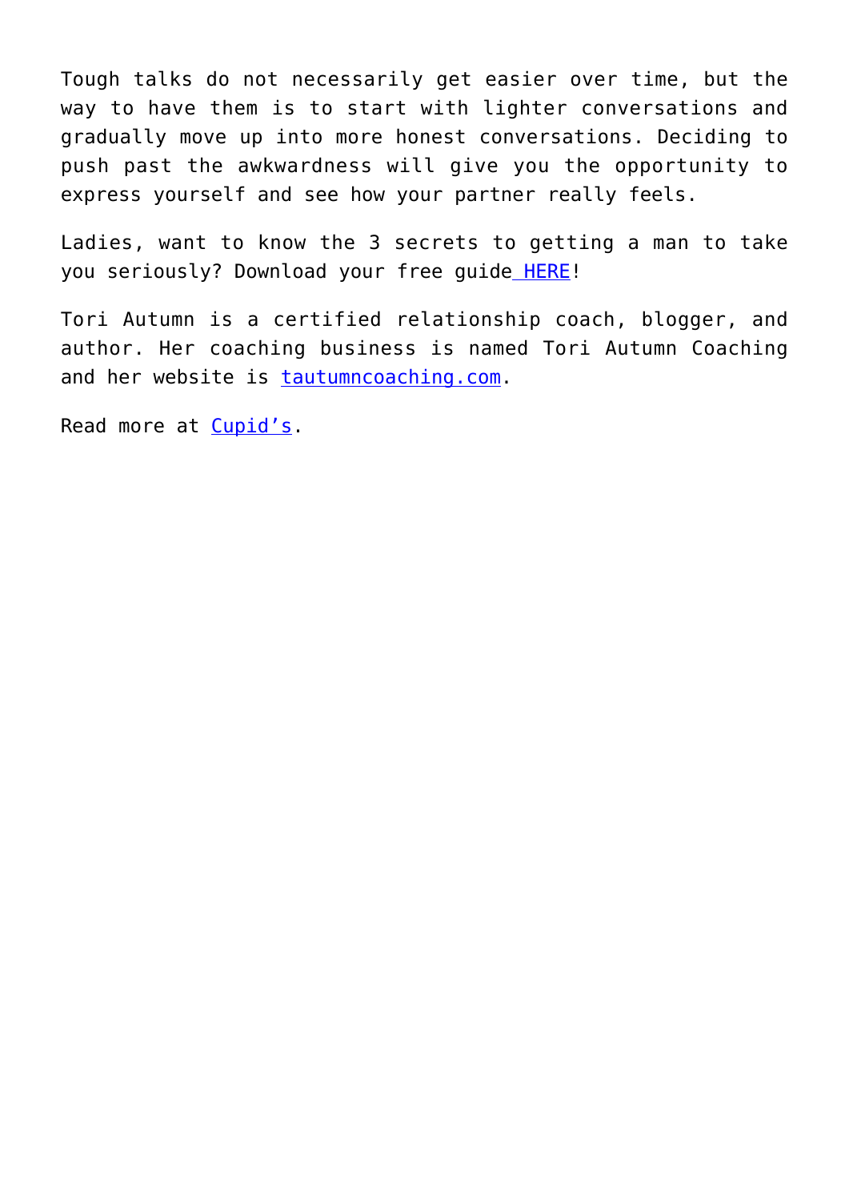Tough talks do not necessarily get easier over time, but the way to have them is to start with lighter conversations and gradually move up into more honest conversations. Deciding to push past the awkwardness will give you the opportunity to express yourself and see how your partner really feels.

Ladies, want to know the 3 secrets to getting a man to take you seriously? Download your free guide HERE!

Tori Autumn is a certified relationship coach, blogger, and author. Her coaching business is named Tori Autumn Coaching and her website is tautumncoaching.com.

Read more at Cupid's.